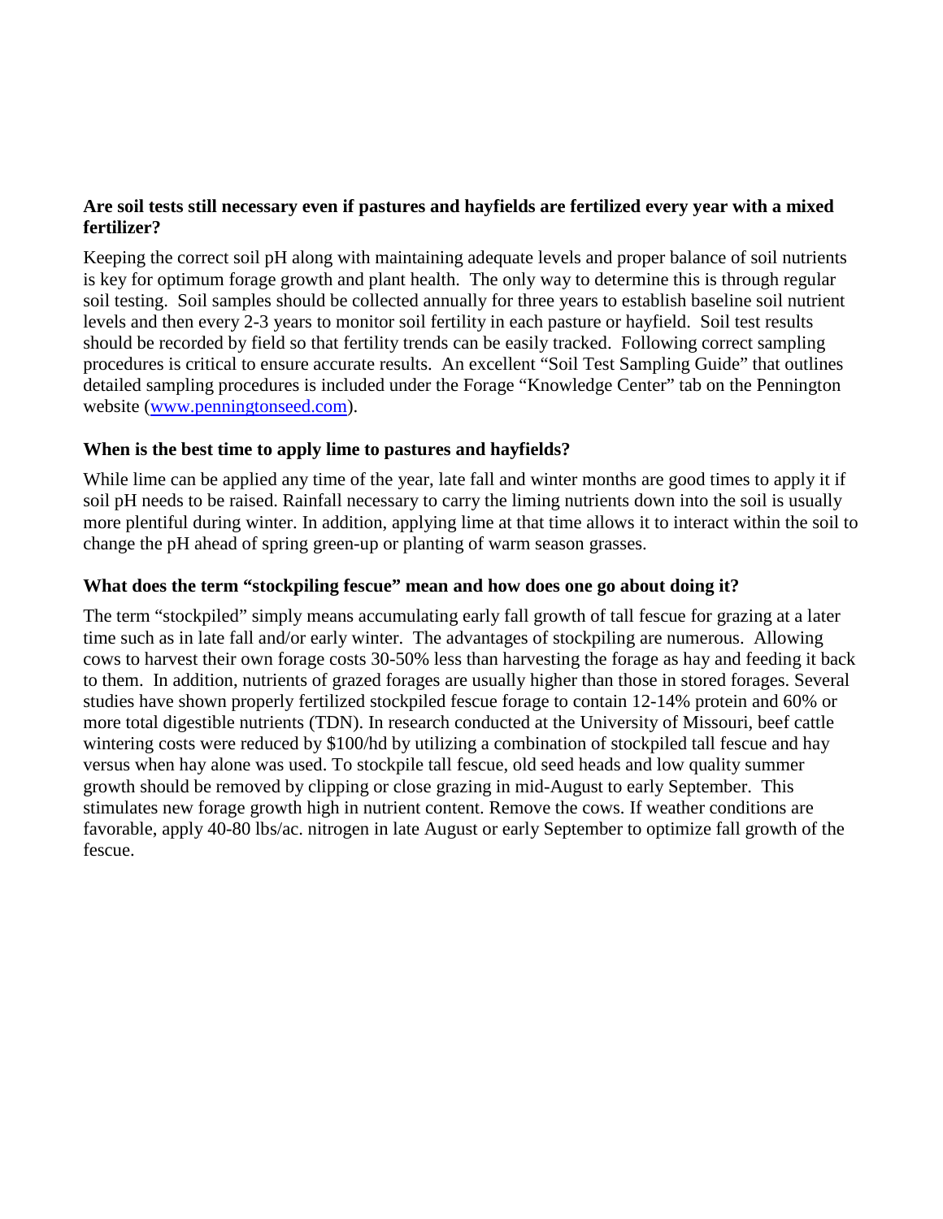**Are soil tests still necessary even if pastures and hayfields are fertilized every year with a mixed fertilizer?**

Keeping the correct soil pH along with maintaining adequate levels and proper balance of soil nutrients is key for optimum forage growth and plant health. The only way to determine this is through regular soil testing. Soil samples should be collected annually for three years to establish baseline soil nutrient levels and then every 2-3 years to monitor soil fertility in each pasture or hayfield. Soil test results should be recorded by field so that fertility trends can be easily tracked. Following correct sampling procedures is critical to ensure accurate results. An excellent "Soil Test Sampling Guide" that outlines detailed sampling procedures is included under the Forage "Knowledge Center" tab on the Pennington website ([www.penningtonseed.com](www.penningtonseed.com)).

**When is the best time to apply lime to pastures and hayfields?**

While lime can be applied any time of the year, late fall and winter months are good times to apply it if soil pH needs to be raised. Rainfall necessary to carry the liming nutrients down into the soil is usually more plentiful during winter. In addition, applying lime at that time allows it to interact within the soil to change the pH ahead of spring green-up or planting of warm season grasses.

**What does the term "stockpiling fescue" mean and how does one go about doing it?**

The term "stockpiled" simply means accumulating early fall growth of tall fescue for grazing at a later time such as in late fall and/or early winter. The advantages of stockpiling are numerous. Allowing cows to harvest their own forage costs 30-50% less than harvesting the forage as hay and feeding it back to them. In addition, nutrients of grazed forages are usually higher than those in stored forages. Several studies have shown properly fertilized stockpiled fescue forage to contain 12-14% protein and 60% or more total digestible nutrients (TDN). In research conducted at the University of Missouri, beef cattle wintering costs were reduced by $100/hd by utilizing a combination of stockpiled tall fescue and hay versus when hay alone was used. To stockpile tall fescue, old seed heads and low quality summer growth should be removed by clipping or close grazing in mid-August to early September. This stimulates new forage growth high in nutrient content. Remove the cows. If weather conditions are favorable, apply 40-80 lbs/ac. nitrogen in late August or early September to optimize fall growth of the fescue.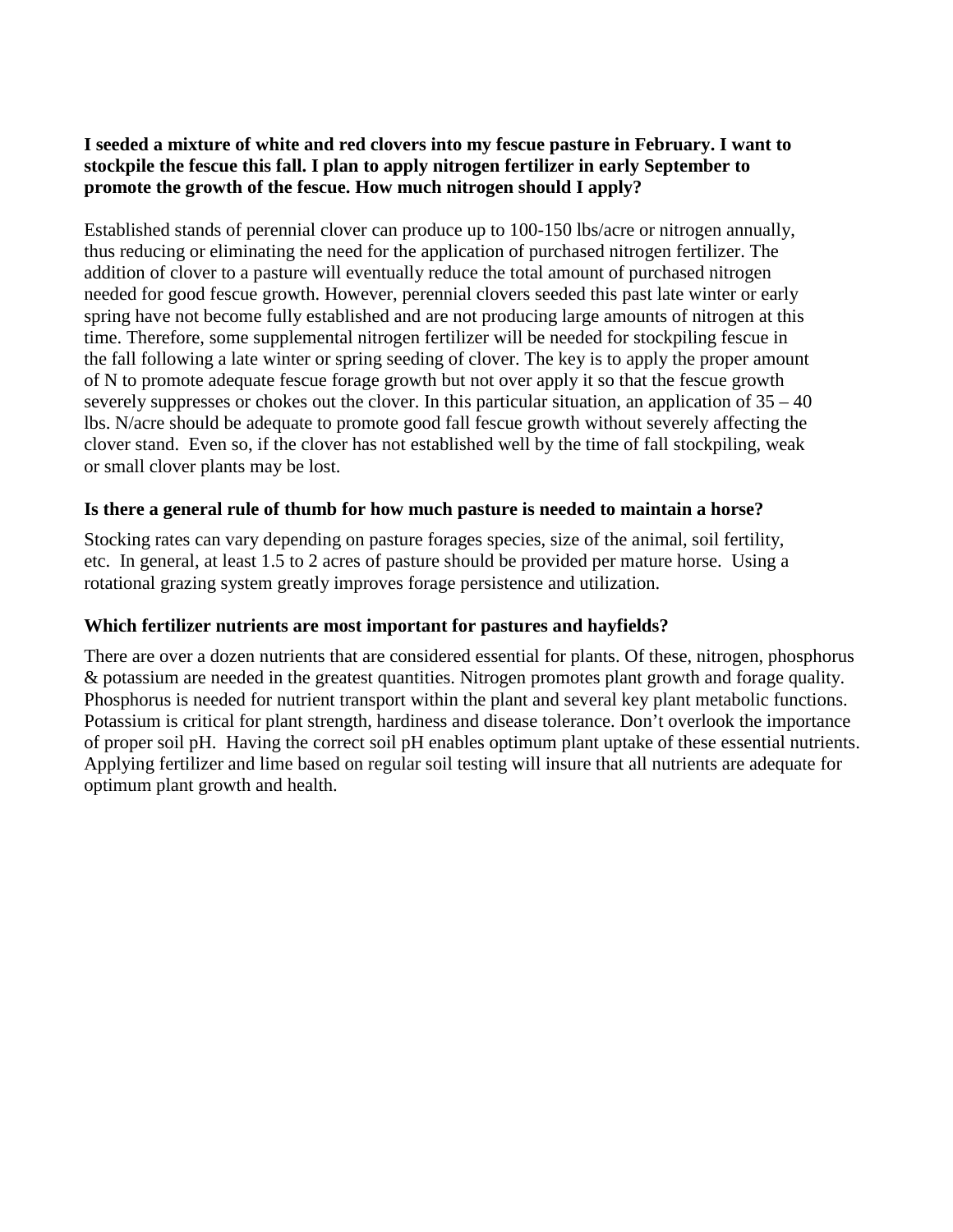**I seeded a mixture of white and red clovers into my fescue pasture in February. I want to stockpile the fescue this fall. I plan to apply nitrogen fertilizer in early September to promote the growth of the fescue. How much nitrogen should I apply?**

Established stands of perennial clover can produce up to 100-150 lbs/acre or nitrogen annually, thus reducing or eliminating the need for the application of purchased nitrogen fertilizer. The addition of clover to a pasture will eventually reduce the total amount of purchased nitrogen needed for good fescue growth. However, perennial clovers seeded this past late winter or early spring have not become fully established and are not producing large amounts of nitrogen at this time. Therefore, some supplemental nitrogen fertilizer will be needed for stockpiling fescue in the fall following a late winter or spring seeding of clover. The key is to apply the proper amount of N to promote adequate fescue forage growth but not over apply it so that the fescue growth severely suppresses or chokes out the clover. In this particular situation, an application of 35 – 40 lbs. N/acre should be adequate to promote good fall fescue growth without severely affecting the clover stand. Even so, if the clover has not established well by the time of fall stockpiling, weak or small clover plants may be lost.

**Is there a general rule of thumb for how much pasture is needed to maintain a horse?**

Stocking rates can vary depending on pasture forages species, size of the animal, soil fertility, etc. In general, at least 1.5 to 2 acres of pasture should be provided per mature horse. Using a rotational grazing system greatly improves forage persistence and utilization.

**Which fertilizer nutrients are most important for pastures and hayfields?**

There are over a dozen nutrients that are considered essential for plants. Of these, nitrogen, phosphorus & potassium are needed in the greatest quantities. Nitrogen promotes plant growth and forage quality. Phosphorus is needed for nutrient transport within the plant and several key plant metabolic functions. Potassium is critical for plant strength, hardiness and disease tolerance. Don't overlook the importance of proper soil pH. Having the correct soil pH enables optimum plant uptake of these essential nutrients. Applying fertilizer and lime based on regular soil testing will insure that all nutrients are adequate for optimum plant growth and health.